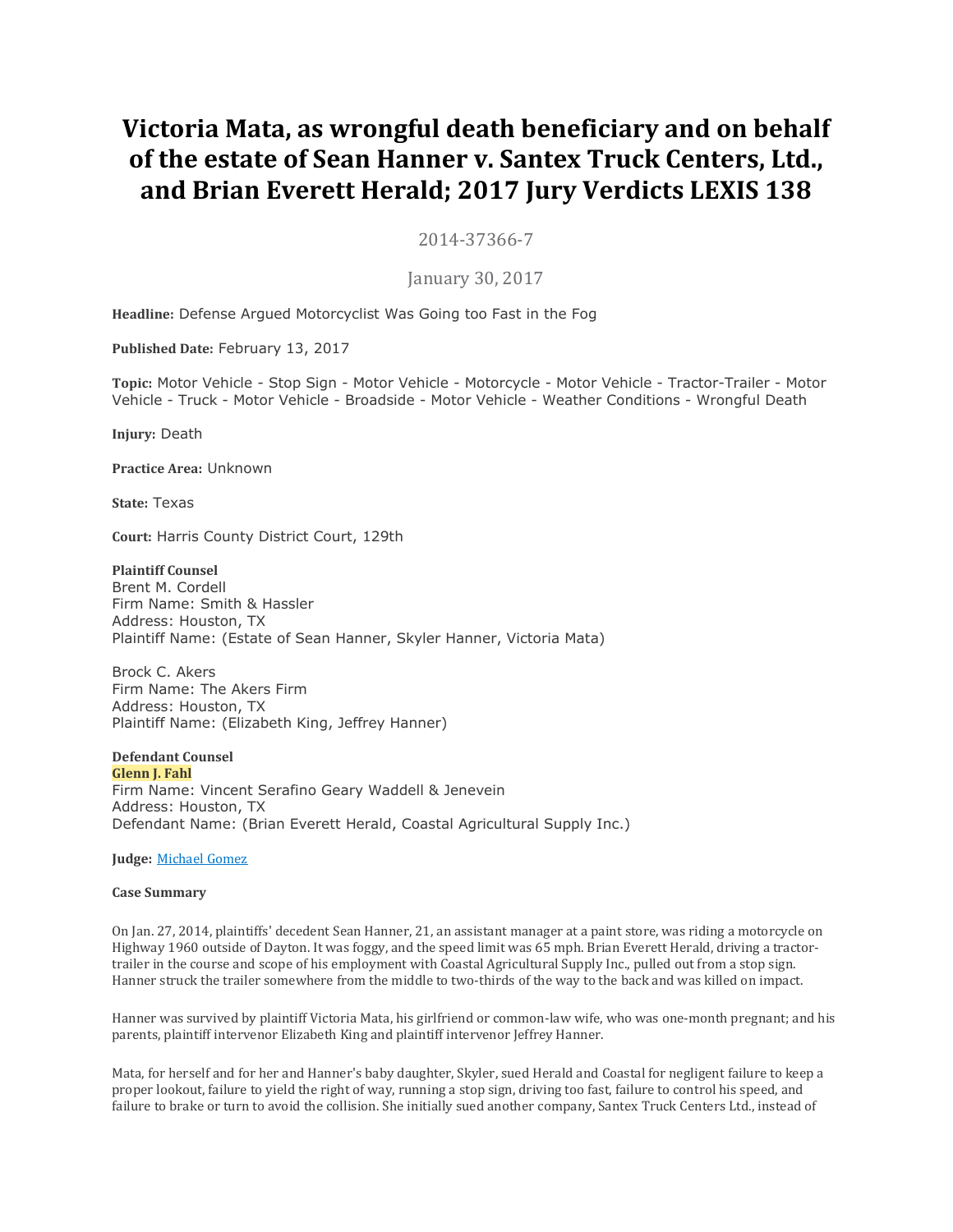# Victoria Mata, as wrongful death beneficiary and on behalf of the estate of Sean Hanner v. Santex Truck Centers, Ltd., and Brian Everett Herald; 2017 Jury Verdicts LEXIS 138

2014-37366-7

January 30, 2017

**Headline:** Defense Argued Motorcyclist Was Going too Fast in the Fog

**Published Date:** February 13, 2017

**Topic:** Motor Vehicle - Stop Sign - Motor Vehicle - Motorcycle - Motor Vehicle - Tractor-Trailer - Motor Vehicle - Truck - Motor Vehicle - Broadside - Motor Vehicle - Weather Conditions - Wrongful Death

**Injury:** Death

**Practice Area:** Unknown

**State:** Texas

**Court:** Harris County District Court, 129th

**Plaintiff Counsel**
Brent M. Cordell
Firm Name: Smith & Hassler
Address: Houston, TX
Plaintiff Name: (Estate of Sean Hanner, Skyler Hanner, Victoria Mata)

Brock C. Akers
Firm Name: The Akers Firm
Address: Houston, TX
Plaintiff Name: (Elizabeth King, Jeffrey Hanner)

**Defendant Counsel**
**Glenn J. Fahl**
Firm Name: Vincent Serafino Geary Waddell & Jenevein
Address: Houston, TX
Defendant Name: (Brian Everett Herald, Coastal Agricultural Supply Inc.)

**Judge:** Michael Gomez

**Case Summary**

On Jan. 27, 2014, plaintiffs' decedent Sean Hanner, 21, an assistant manager at a paint store, was riding a motorcycle on Highway 1960 outside of Dayton. It was foggy, and the speed limit was 65 mph. Brian Everett Herald, driving a tractor-trailer in the course and scope of his employment with Coastal Agricultural Supply Inc., pulled out from a stop sign. Hanner struck the trailer somewhere from the middle to two-thirds of the way to the back and was killed on impact.

Hanner was survived by plaintiff Victoria Mata, his girlfriend or common-law wife, who was one-month pregnant; and his parents, plaintiff intervenor Elizabeth King and plaintiff intervenor Jeffrey Hanner.

Mata, for herself and for her and Hanner's baby daughter, Skyler, sued Herald and Coastal for negligent failure to keep a proper lookout, failure to yield the right of way, running a stop sign, driving too fast, failure to control his speed, and failure to brake or turn to avoid the collision. She initially sued another company, Santex Truck Centers Ltd., instead of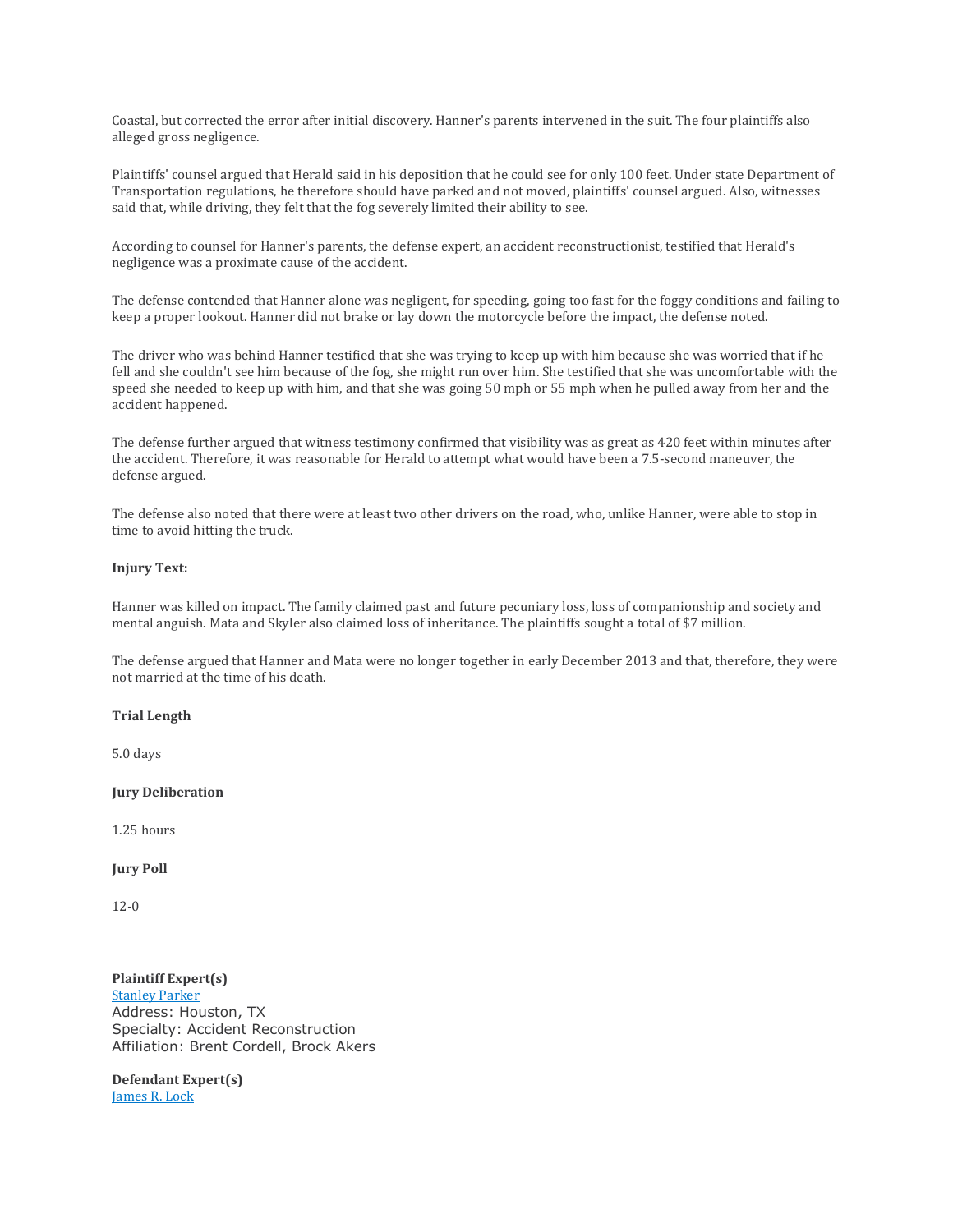Coastal, but corrected the error after initial discovery. Hanner's parents intervened in the suit. The four plaintiffs also alleged gross negligence.

Plaintiffs' counsel argued that Herald said in his deposition that he could see for only 100 feet. Under state Department of Transportation regulations, he therefore should have parked and not moved, plaintiffs' counsel argued. Also, witnesses said that, while driving, they felt that the fog severely limited their ability to see.

According to counsel for Hanner's parents, the defense expert, an accident reconstructionist, testified that Herald's negligence was a proximate cause of the accident.

The defense contended that Hanner alone was negligent, for speeding, going too fast for the foggy conditions and failing to keep a proper lookout. Hanner did not brake or lay down the motorcycle before the impact, the defense noted.

The driver who was behind Hanner testified that she was trying to keep up with him because she was worried that if he fell and she couldn't see him because of the fog, she might run over him. She testified that she was uncomfortable with the speed she needed to keep up with him, and that she was going 50 mph or 55 mph when he pulled away from her and the accident happened.

The defense further argued that witness testimony confirmed that visibility was as great as 420 feet within minutes after the accident. Therefore, it was reasonable for Herald to attempt what would have been a 7.5-second maneuver, the defense argued.

The defense also noted that there were at least two other drivers on the road, who, unlike Hanner, were able to stop in time to avoid hitting the truck.

**Injury Text:**

Hanner was killed on impact. The family claimed past and future pecuniary loss, loss of companionship and society and mental anguish. Mata and Skyler also claimed loss of inheritance. The plaintiffs sought a total of $7 million.

The defense argued that Hanner and Mata were no longer together in early December 2013 and that, therefore, they were not married at the time of his death.

**Trial Length**

5.0 days

**Jury Deliberation**

1.25 hours

**Jury Poll**

12-0

**Plaintiff Expert(s)**
Stanley Parker
Address: Houston, TX
Specialty: Accident Reconstruction
Affiliation: Brent Cordell, Brock Akers

**Defendant Expert(s)**
James R. Lock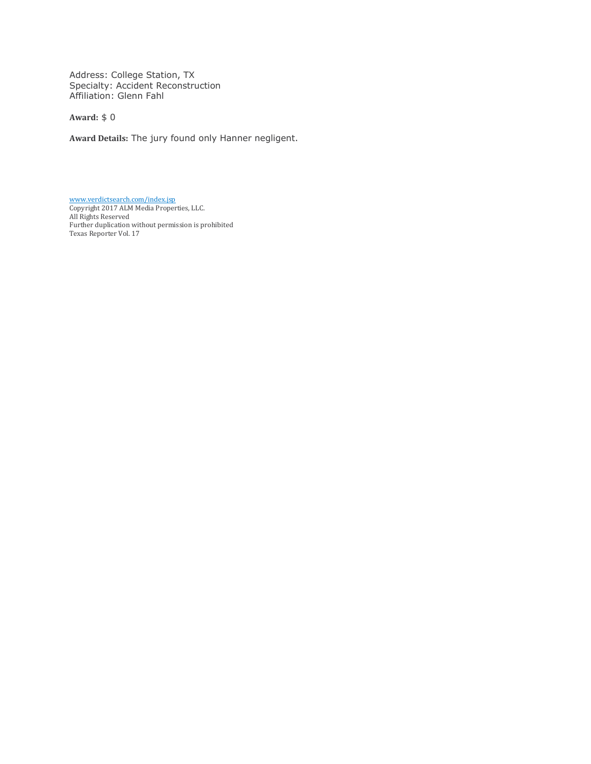Address: College Station, TX
Specialty: Accident Reconstruction
Affiliation: Glenn Fahl

**Award:** $ 0

**Award Details:** The jury found only Hanner negligent.

www.verdictsearch.com/index.jsp
Copyright 2017 ALM Media Properties, LLC.
All Rights Reserved
Further duplication without permission is prohibited
Texas Reporter Vol. 17